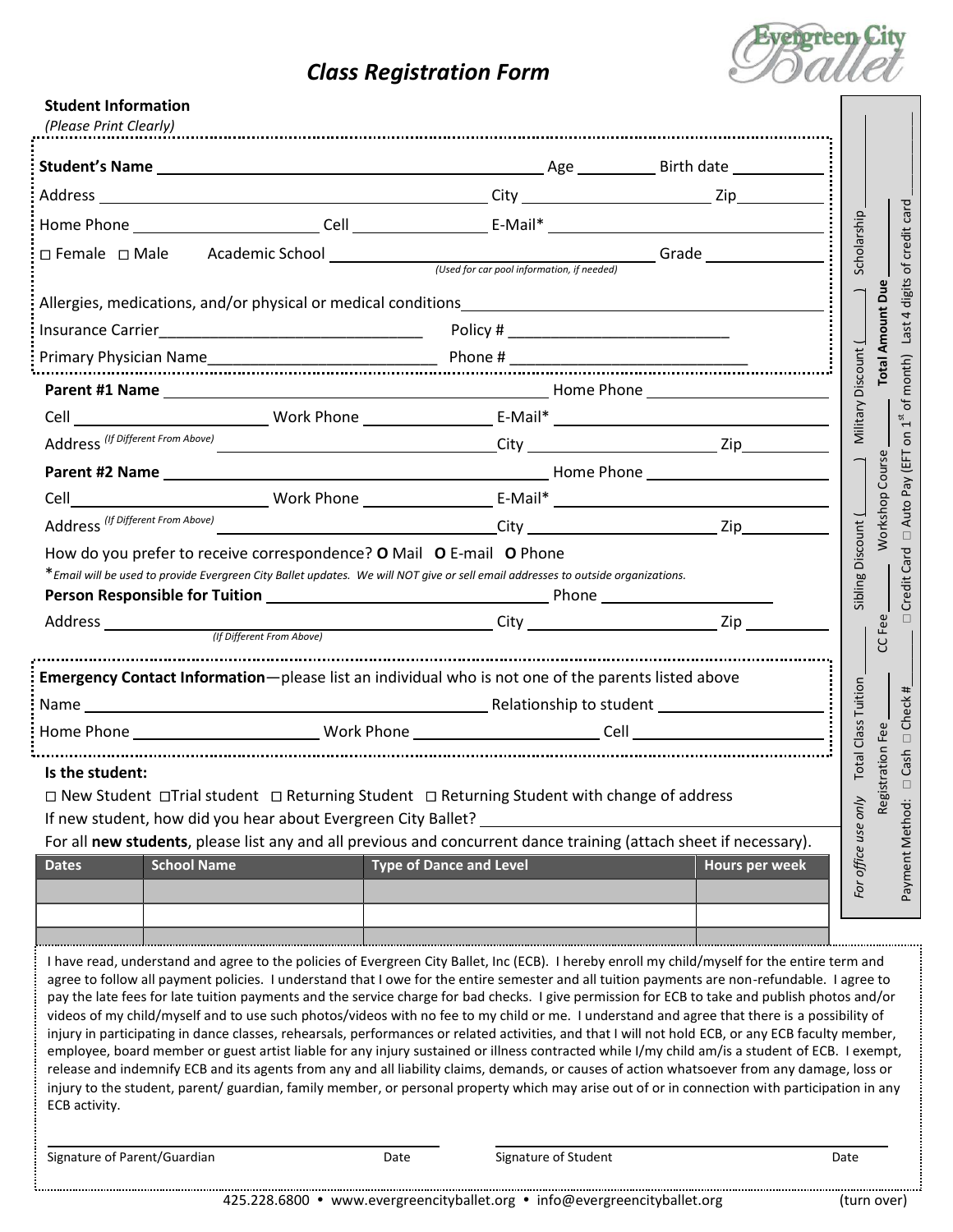# Class Registration Form

Evergreen City Ballet

**Student Information**
*(Please Print Clearly)*

**Student's Name** ______________________ Age ________ Birth date __________

Address ______________________ City ______________ Zip ________

Home Phone ______________ Cell ______________ E-Mail* ______________________

□ Female □ Male Academic School ______________________ Grade __________
*(Used for car pool information, if needed)*

Allergies, medications, and/or physical or medical conditions______________________________

Insurance Carrier______________________________ Policy # __________________________

Primary Physician Name__________________________ Phone # ___________________________

**Parent #1 Name** ______________________ Home Phone ______________

Cell ______________ Work Phone ______________ E-Mail* ______________________

Address *(If Different From Above)* ______________________ City ______________ Zip ________

**Parent #2 Name** ______________________ Home Phone ______________

Cell ______________ Work Phone ______________ E-Mail* ______________________

Address *(If Different From Above)* ______________________ City ______________ Zip ________

How do you prefer to receive correspondence? **O** Mail **O** E-mail **O** Phone

**Email will be used to provide Evergreen City Ballet updates. We will NOT give or sell email addresses to outside organizations.*

**Person Responsible for Tuition** ______________________ Phone ______________

Address ______________________ City ______________ Zip ________
*(If Different From Above)*

**Emergency Contact Information**—please list an individual who is not one of the parents listed above

Name ______________________ Relationship to student ______________

Home Phone ______________ Work Phone ______________ Cell ______________

**Is the student:**

□ New Student □Trial student □ Returning Student □ Returning Student with change of address

If new student, how did you hear about Evergreen City Ballet? ______________________

For all **new students**, please list any and all previous and concurrent dance training (attach sheet if necessary).

| Dates | School Name | Type of Dance and Level | Hours per week |
| --- | --- | --- | --- |
| | | | |
| | | | |
| | | | |

*For office use only* Total Class Tuition ______ Sibling Discount (______) Military Discount (______) Scholarship ______

Registration Fee ______ CC Fee ______ Workshop Course ______ **Total Amount Due** ______

Payment Method: □ Cash □ Check # ______ □ Credit Card □ Auto Pay (EFT on 1st of month) Last 4 digits of credit card ______

I have read, understand and agree to the policies of Evergreen City Ballet, Inc (ECB). I hereby enroll my child/myself for the entire term and agree to follow all payment policies. I understand that I owe for the entire semester and all tuition payments are non-refundable. I agree to pay the late fees for late tuition payments and the service charge for bad checks. I give permission for ECB to take and publish photos and/or videos of my child/myself and to use such photos/videos with no fee to my child or me. I understand and agree that there is a possibility of injury in participating in dance classes, rehearsals, performances or related activities, and that I will not hold ECB, or any ECB faculty member, employee, board member or guest artist liable for any injury sustained or illness contracted while I/my child am/is a student of ECB. I exempt, release and indemnify ECB and its agents from any and all liability claims, demands, or causes of action whatsoever from any damage, loss or injury to the student, parent/ guardian, family member, or personal property which may arise out of or in connection with participation in any ECB activity.

______________________ Signature of Parent/Guardian Date ______

______________________ Signature of Student Date ______

425.228.6800 • www.evergreencityballet.org • info@evergreencityballet.org (turn over)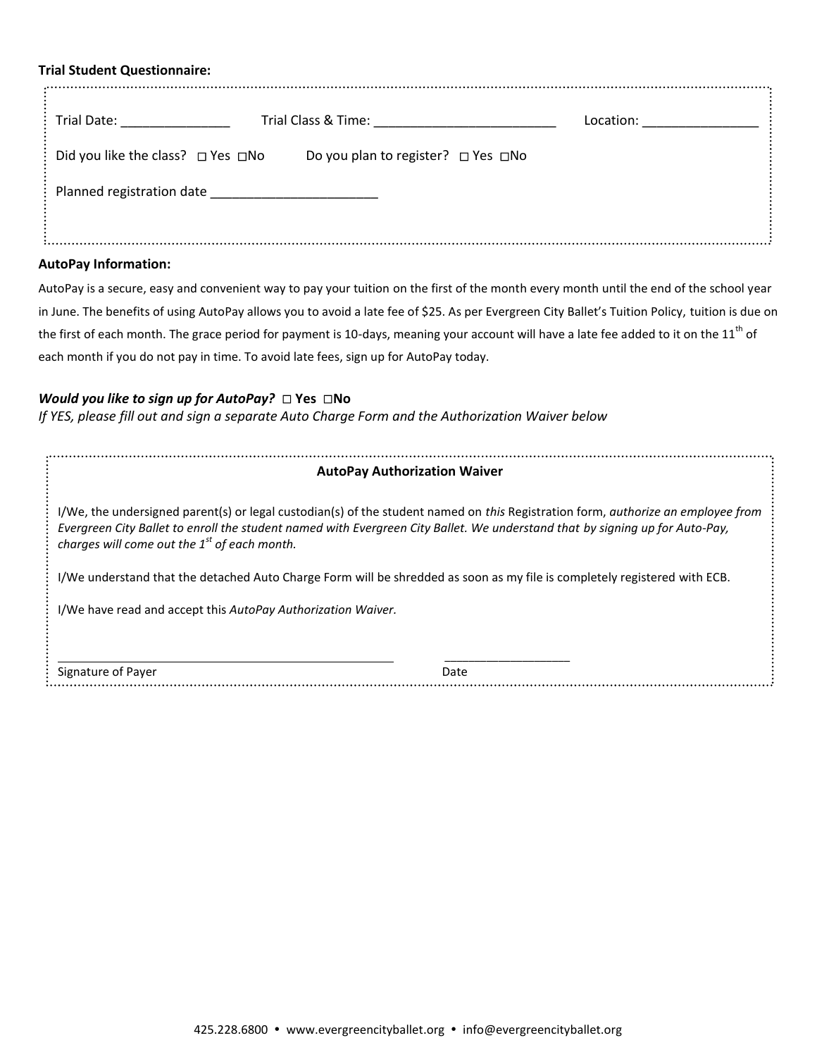**Trial Student Questionnaire:**

Trial Date: _______________ Trial Class & Time: _________________________ Location: ________________

Did you like the class? ☐ Yes ☐No Do you plan to register? ☐ Yes ☐No

Planned registration date _______________________

**AutoPay Information:**

AutoPay is a secure, easy and convenient way to pay your tuition on the first of the month every month until the end of the school year in June. The benefits of using AutoPay allows you to avoid a late fee of $25. As per Evergreen City Ballet's Tuition Policy, tuition is due on the first of each month. The grace period for payment is 10-days, meaning your account will have a late fee added to it on the 11th of each month if you do not pay in time. To avoid late fees, sign up for AutoPay today.

***Would you like to sign up for AutoPay?* ☐ Yes ☐No**

*If YES, please fill out and sign a separate Auto Charge Form and the Authorization Waiver below*

**AutoPay Authorization Waiver**

I/We, the undersigned parent(s) or legal custodian(s) of the student named on *this* Registration form, *authorize an employee from Evergreen City Ballet to enroll the student named with Evergreen City Ballet. We understand that by signing up for Auto-Pay, charges will come out the 1st of each month.*

I/We understand that the detached Auto Charge Form will be shredded as soon as my file is completely registered with ECB.

I/We have read and accept this *AutoPay Authorization Waiver.*

__________________________________________________ ____________________

Signature of Payer Date

425.228.6800 • www.evergreencityballet.org • info@evergreencityballet.org